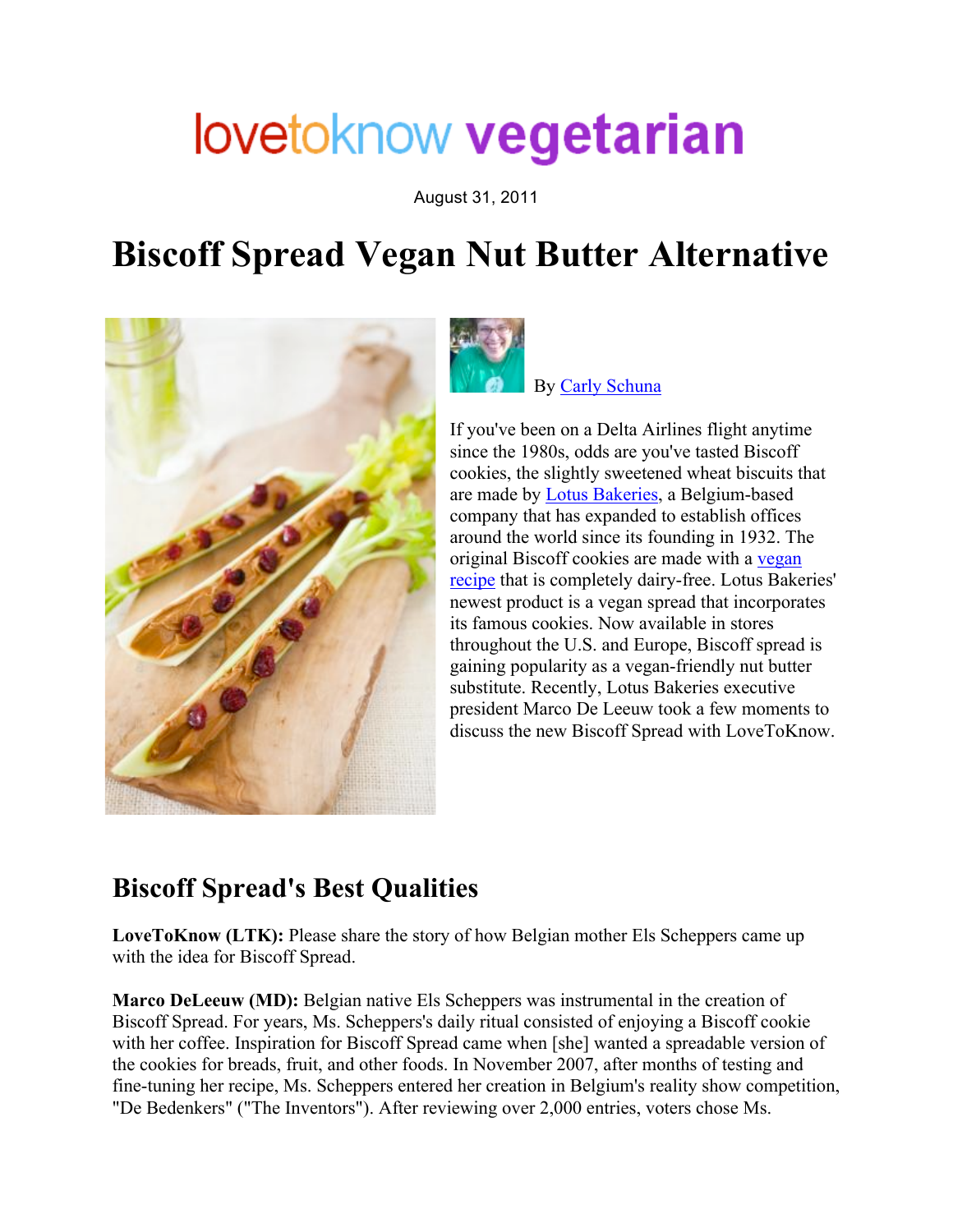lovetoknow vegetarian

August 31, 2011

# Biscoff Spread Vegan Nut Butter Alternative

By Carly Schuna

If you've been on a Delta Airlines flight anytime since the 1980s, odds are you've tasted Biscoff cookies, the slightly sweetened wheat biscuits that are made by Lotus Bakeries, a Belgium-based company that has expanded to establish offices around the world since its founding in 1932. The original Biscoff cookies are made with a vegan recipe that is completely dairy-free. Lotus Bakeries' newest product is a vegan spread that incorporates its famous cookies. Now available in stores throughout the U.S. and Europe, Biscoff spread is gaining popularity as a vegan-friendly nut butter substitute. Recently, Lotus Bakeries executive president Marco De Leeuw took a few moments to discuss the new Biscoff Spread with LoveToKnow.

## Biscoff Spread's Best Qualities

**LoveToKnow (LTK):** Please share the story of how Belgian mother Els Scheppers came up with the idea for Biscoff Spread.

**Marco DeLeeuw (MD):** Belgian native Els Scheppers was instrumental in the creation of Biscoff Spread. For years, Ms. Scheppers's daily ritual consisted of enjoying a Biscoff cookie with her coffee. Inspiration for Biscoff Spread came when [she] wanted a spreadable version of the cookies for breads, fruit, and other foods. In November 2007, after months of testing and fine-tuning her recipe, Ms. Scheppers entered her creation in Belgium's reality show competition, "De Bedenkers" ("The Inventors"). After reviewing over 2,000 entries, voters chose Ms.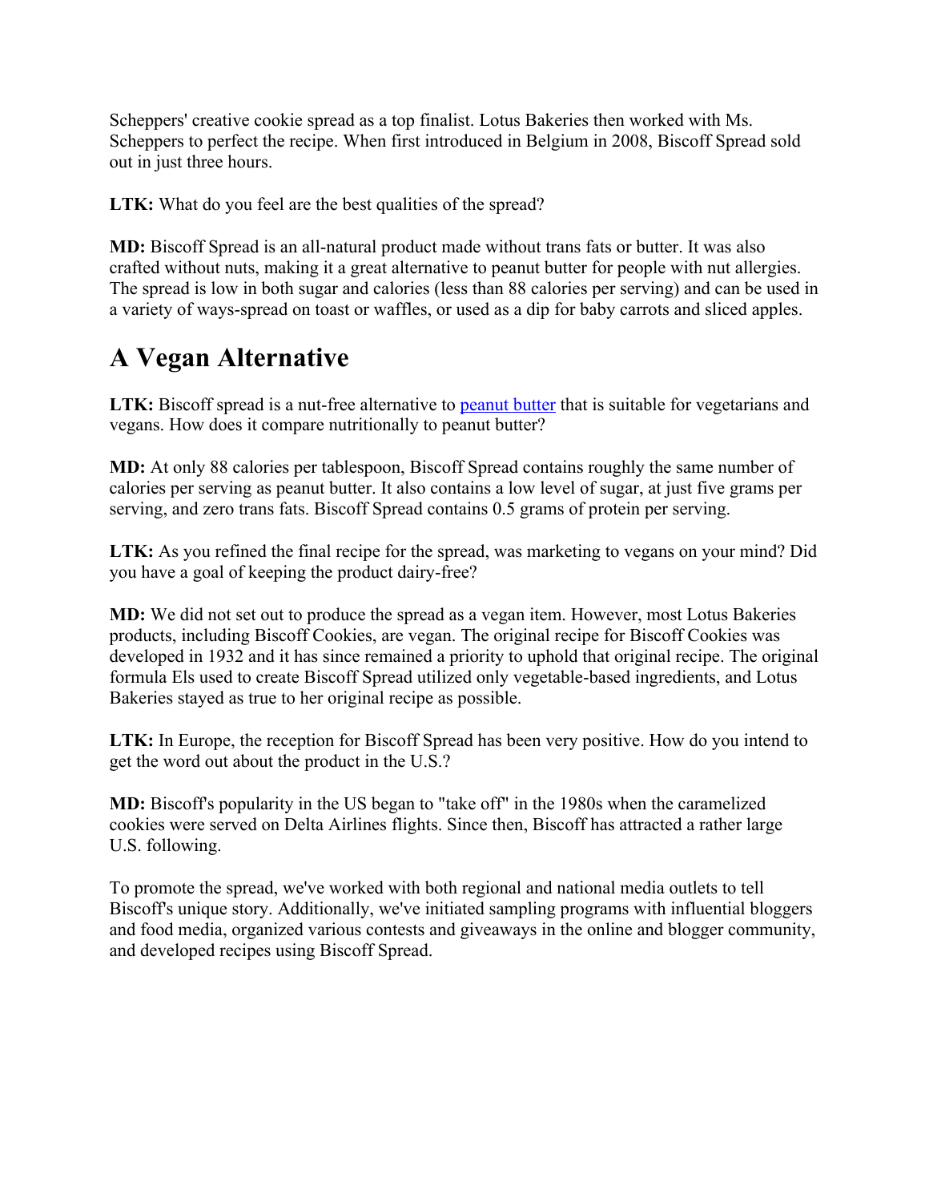Scheppers' creative cookie spread as a top finalist. Lotus Bakeries then worked with Ms. Scheppers to perfect the recipe. When first introduced in Belgium in 2008, Biscoff Spread sold out in just three hours.

**LTK:** What do you feel are the best qualities of the spread?

**MD:** Biscoff Spread is an all-natural product made without trans fats or butter. It was also crafted without nuts, making it a great alternative to peanut butter for people with nut allergies. The spread is low in both sugar and calories (less than 88 calories per serving) and can be used in a variety of ways-spread on toast or waffles, or used as a dip for baby carrots and sliced apples.

## A Vegan Alternative

**LTK:** Biscoff spread is a nut-free alternative to peanut butter that is suitable for vegetarians and vegans. How does it compare nutritionally to peanut butter?

**MD:** At only 88 calories per tablespoon, Biscoff Spread contains roughly the same number of calories per serving as peanut butter. It also contains a low level of sugar, at just five grams per serving, and zero trans fats. Biscoff Spread contains 0.5 grams of protein per serving.

**LTK:** As you refined the final recipe for the spread, was marketing to vegans on your mind? Did you have a goal of keeping the product dairy-free?

**MD:** We did not set out to produce the spread as a vegan item. However, most Lotus Bakeries products, including Biscoff Cookies, are vegan. The original recipe for Biscoff Cookies was developed in 1932 and it has since remained a priority to uphold that original recipe. The original formula Els used to create Biscoff Spread utilized only vegetable-based ingredients, and Lotus Bakeries stayed as true to her original recipe as possible.

**LTK:** In Europe, the reception for Biscoff Spread has been very positive. How do you intend to get the word out about the product in the U.S.?

**MD:** Biscoff's popularity in the US began to "take off" in the 1980s when the caramelized cookies were served on Delta Airlines flights. Since then, Biscoff has attracted a rather large U.S. following.

To promote the spread, we've worked with both regional and national media outlets to tell Biscoff's unique story. Additionally, we've initiated sampling programs with influential bloggers and food media, organized various contests and giveaways in the online and blogger community, and developed recipes using Biscoff Spread.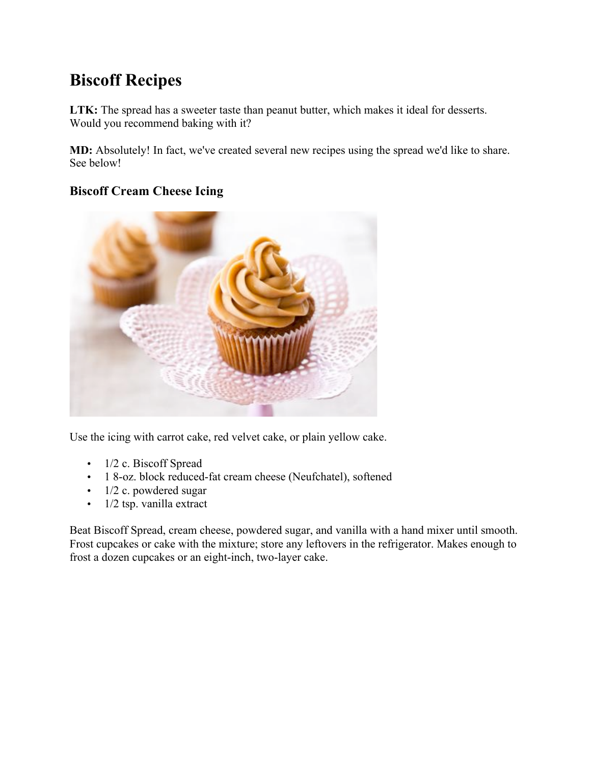# Biscoff Recipes

**LTK:** The spread has a sweeter taste than peanut butter, which makes it ideal for desserts. Would you recommend baking with it?

**MD:** Absolutely! In fact, we've created several new recipes using the spread we'd like to share. See below!

## Biscoff Cream Cheese Icing

Use the icing with carrot cake, red velvet cake, or plain yellow cake.

- 1/2 c. Biscoff Spread
- 1 8-oz. block reduced-fat cream cheese (Neufchatel), softened
- 1/2 c. powdered sugar
- 1/2 tsp. vanilla extract

Beat Biscoff Spread, cream cheese, powdered sugar, and vanilla with a hand mixer until smooth. Frost cupcakes or cake with the mixture; store any leftovers in the refrigerator. Makes enough to frost a dozen cupcakes or an eight-inch, two-layer cake.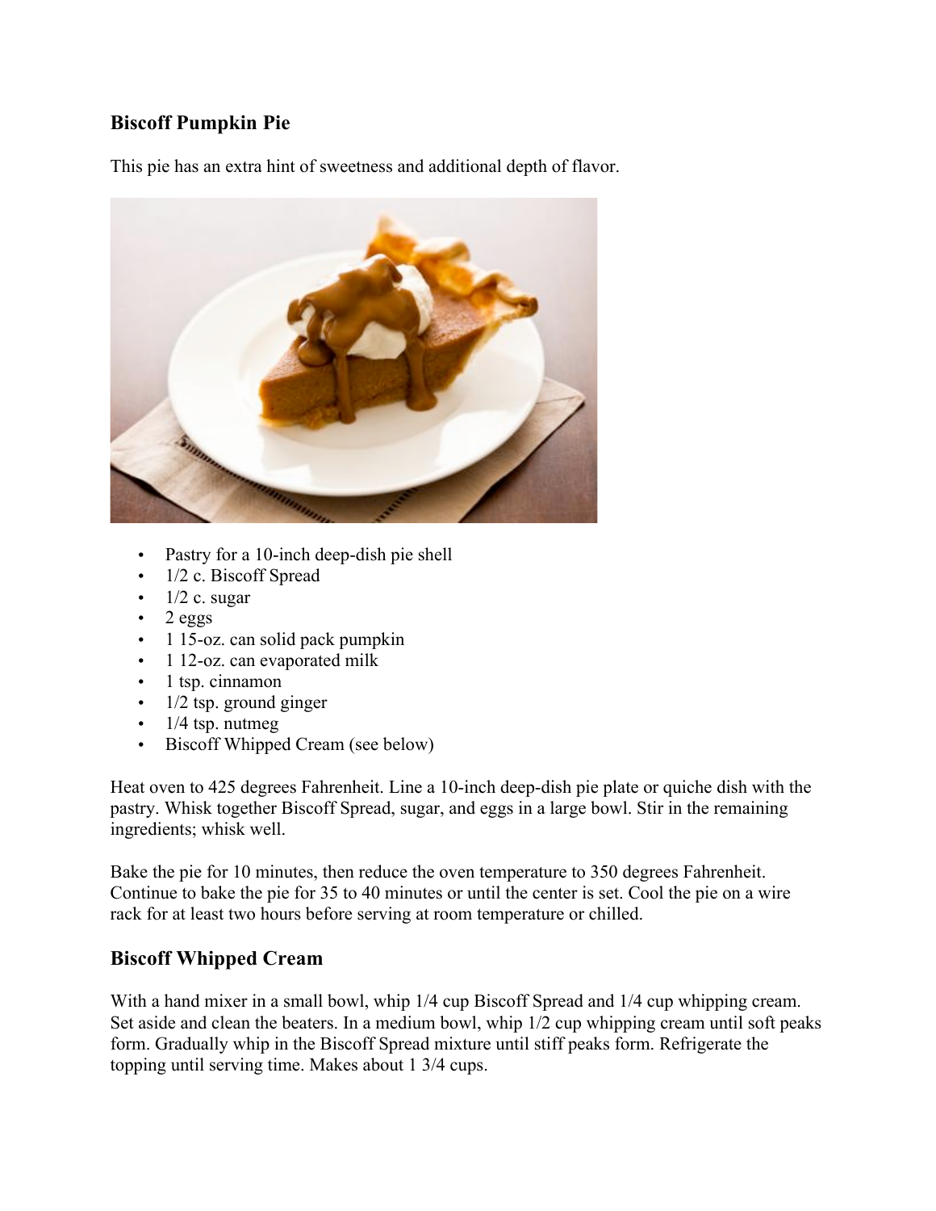## Biscoff Pumpkin Pie

This pie has an extra hint of sweetness and additional depth of flavor.

- Pastry for a 10-inch deep-dish pie shell
- 1/2 c. Biscoff Spread
- 1/2 c. sugar
- 2 eggs
- 1 15-oz. can solid pack pumpkin
- 1 12-oz. can evaporated milk
- 1 tsp. cinnamon
- 1/2 tsp. ground ginger
- 1/4 tsp. nutmeg
- Biscoff Whipped Cream (see below)

Heat oven to 425 degrees Fahrenheit. Line a 10-inch deep-dish pie plate or quiche dish with the pastry. Whisk together Biscoff Spread, sugar, and eggs in a large bowl. Stir in the remaining ingredients; whisk well.

Bake the pie for 10 minutes, then reduce the oven temperature to 350 degrees Fahrenheit. Continue to bake the pie for 35 to 40 minutes or until the center is set. Cool the pie on a wire rack for at least two hours before serving at room temperature or chilled.

## Biscoff Whipped Cream

With a hand mixer in a small bowl, whip 1/4 cup Biscoff Spread and 1/4 cup whipping cream. Set aside and clean the beaters. In a medium bowl, whip 1/2 cup whipping cream until soft peaks form. Gradually whip in the Biscoff Spread mixture until stiff peaks form. Refrigerate the topping until serving time. Makes about 1 3/4 cups.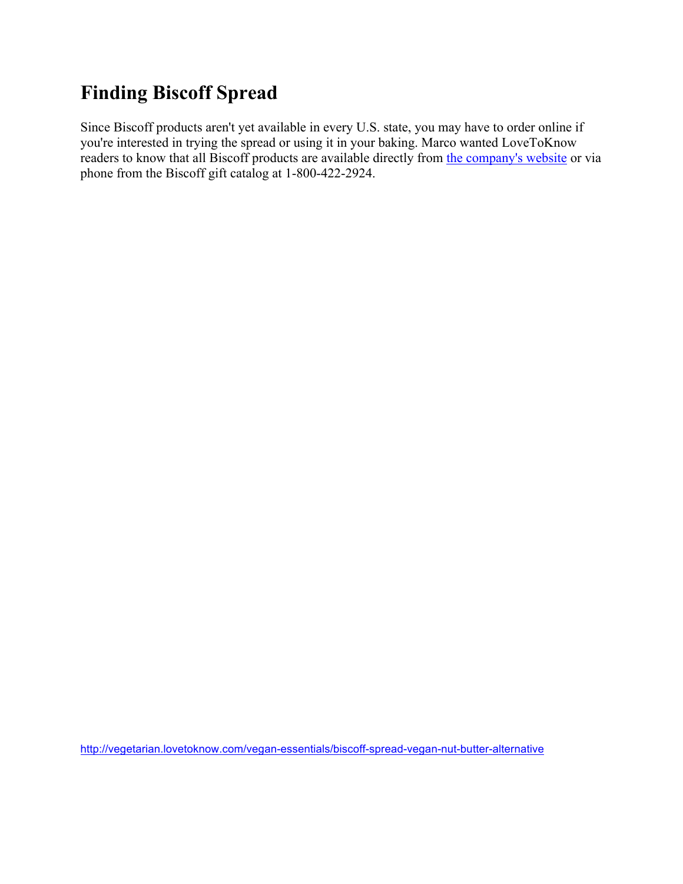## Finding Biscoff Spread

Since Biscoff products aren't yet available in every U.S. state, you may have to order online if you're interested in trying the spread or using it in your baking. Marco wanted LoveToKnow readers to know that all Biscoff products are available directly from the company's website or via phone from the Biscoff gift catalog at 1-800-422-2924.

http://vegetarian.lovetoknow.com/vegan-essentials/biscoff-spread-vegan-nut-butter-alternative